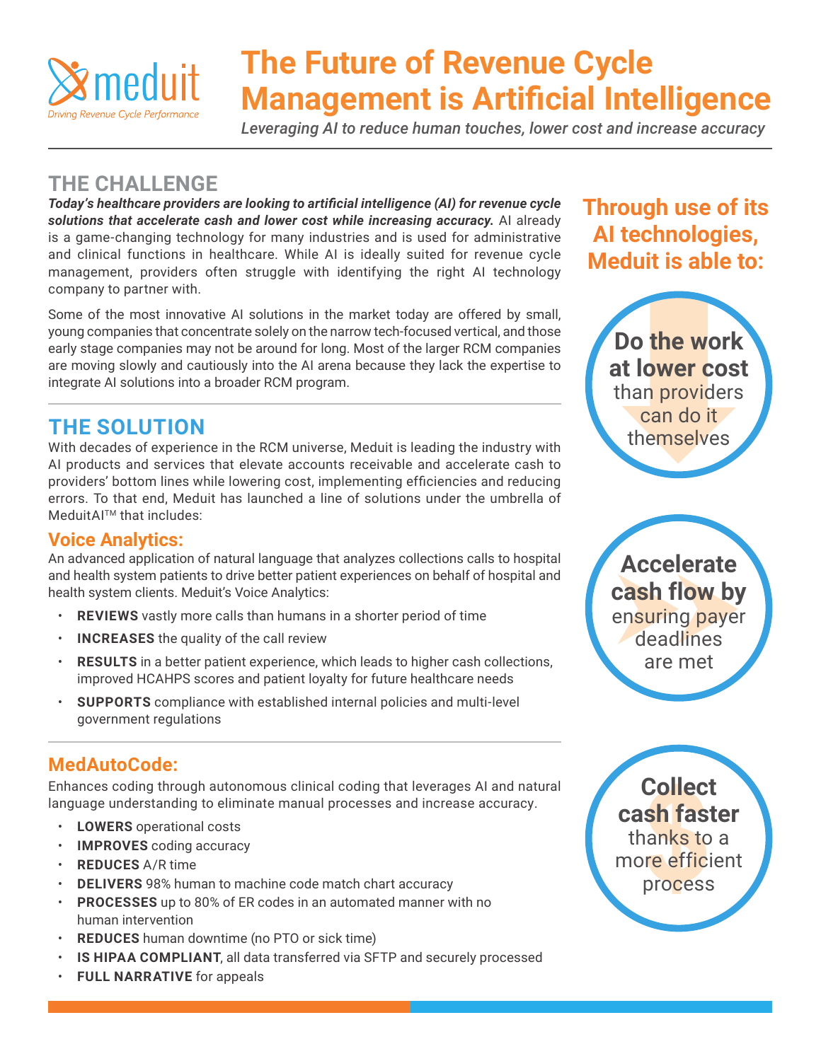meduit

*Driving Revenue Cycle Performance*

# The Future of Revenue Cycle Management is Artificial Intelligence

*Leveraging AI to reduce human touches, lower cost and increase accuracy*

## THE CHALLENGE

***Today's healthcare providers are looking to artificial intelligence (AI) for revenue cycle solutions that accelerate cash and lower cost while increasing accuracy.*** AI already is a game-changing technology for many industries and is used for administrative and clinical functions in healthcare. While AI is ideally suited for revenue cycle management, providers often struggle with identifying the right AI technology company to partner with.

Some of the most innovative AI solutions in the market today are offered by small, young companies that concentrate solely on the narrow tech-focused vertical, and those early stage companies may not be around for long. Most of the larger RCM companies are moving slowly and cautiously into the AI arena because they lack the expertise to integrate AI solutions into a broader RCM program.

## THE SOLUTION

With decades of experience in the RCM universe, Meduit is leading the industry with AI products and services that elevate accounts receivable and accelerate cash to providers' bottom lines while lowering cost, implementing efficiencies and reducing errors. To that end, Meduit has launched a line of solutions under the umbrella of MeduitAI™ that includes:

### Voice Analytics:

An advanced application of natural language that analyzes collections calls to hospital and health system patients to drive better patient experiences on behalf of hospital and health system clients. Meduit's Voice Analytics:

- **REVIEWS** vastly more calls than humans in a shorter period of time
- **INCREASES** the quality of the call review
- **RESULTS** in a better patient experience, which leads to higher cash collections, improved HCAHPS scores and patient loyalty for future healthcare needs
- **SUPPORTS** compliance with established internal policies and multi-level government regulations

### MedAutoCode:

Enhances coding through autonomous clinical coding that leverages AI and natural language understanding to eliminate manual processes and increase accuracy.

- **LOWERS** operational costs
- **IMPROVES** coding accuracy
- **REDUCES** A/R time
- **DELIVERS** 98% human to machine code match chart accuracy
- **PROCESSES** up to 80% of ER codes in an automated manner with no human intervention
- **REDUCES** human downtime (no PTO or sick time)
- **IS HIPAA COMPLIANT**, all data transferred via SFTP and securely processed
- **FULL NARRATIVE** for appeals

## Through use of its AI technologies, Meduit is able to:

**Do the work at lower cost** than providers can do it themselves

**Accelerate cash flow by** ensuring payer deadlines are met

**Collect cash faster** thanks to a more efficient process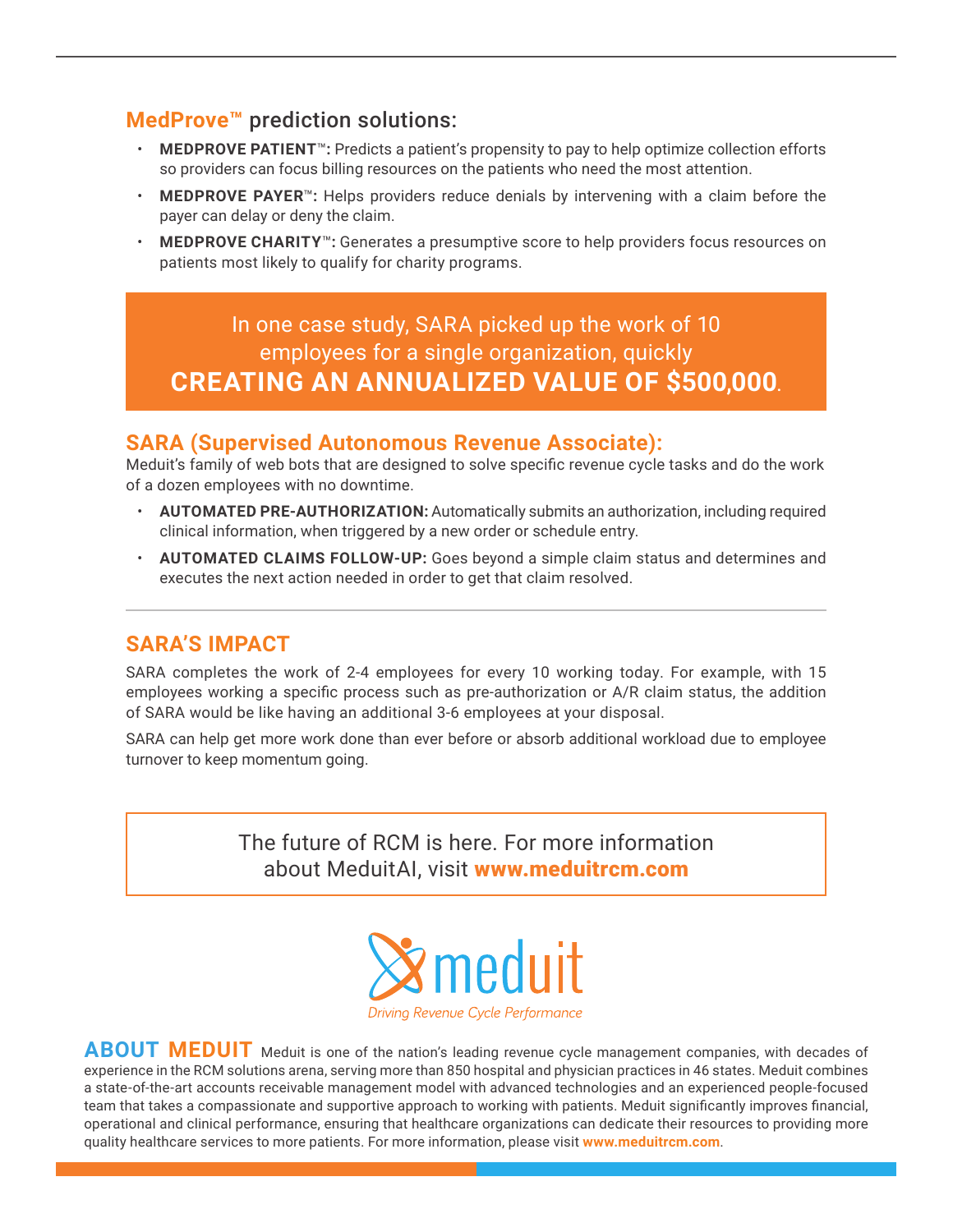## MedProve™ prediction solutions:

- **MEDPROVE PATIENT™:** Predicts a patient's propensity to pay to help optimize collection efforts so providers can focus billing resources on the patients who need the most attention.
- **MEDPROVE PAYER™:** Helps providers reduce denials by intervening with a claim before the payer can delay or deny the claim.
- **MEDPROVE CHARITY™:** Generates a presumptive score to help providers focus resources on patients most likely to qualify for charity programs.

In one case study, SARA picked up the work of 10 employees for a single organization, quickly **CREATING AN ANNUALIZED VALUE OF $500,000**.

## SARA (Supervised Autonomous Revenue Associate):

Meduit's family of web bots that are designed to solve specific revenue cycle tasks and do the work of a dozen employees with no downtime.

- **AUTOMATED PRE-AUTHORIZATION:** Automatically submits an authorization, including required clinical information, when triggered by a new order or schedule entry.
- **AUTOMATED CLAIMS FOLLOW-UP:** Goes beyond a simple claim status and determines and executes the next action needed in order to get that claim resolved.

## SARA'S IMPACT

SARA completes the work of 2-4 employees for every 10 working today. For example, with 15 employees working a specific process such as pre-authorization or A/R claim status, the addition of SARA would be like having an additional 3-6 employees at your disposal.

SARA can help get more work done than ever before or absorb additional workload due to employee turnover to keep momentum going.

The future of RCM is here. For more information about MeduitAI, visit **www.meduitrcm.com**

meduit

*Driving Revenue Cycle Performance*

**ABOUT MEDUIT** Meduit is one of the nation's leading revenue cycle management companies, with decades of experience in the RCM solutions arena, serving more than 850 hospital and physician practices in 46 states. Meduit combines a state-of-the-art accounts receivable management model with advanced technologies and an experienced people-focused team that takes a compassionate and supportive approach to working with patients. Meduit significantly improves financial, operational and clinical performance, ensuring that healthcare organizations can dedicate their resources to providing more quality healthcare services to more patients. For more information, please visit **www.meduitrcm.com**.